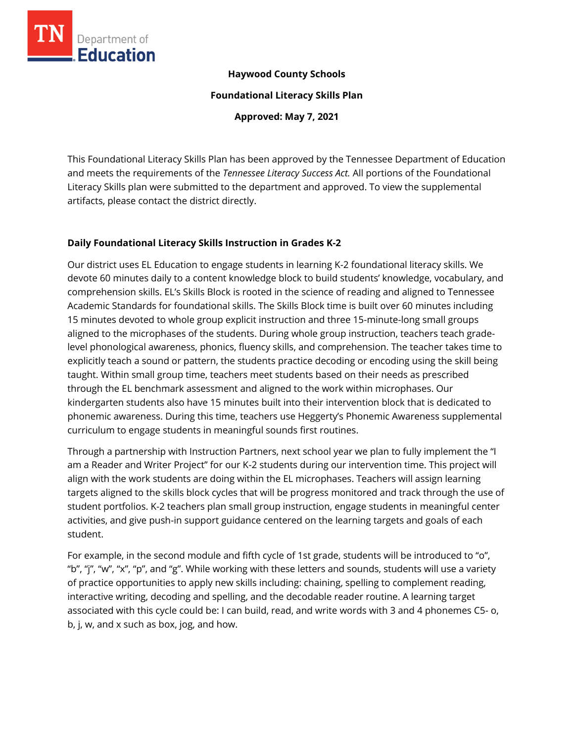**Haywood County Schools**

**Foundational Literacy Skills Plan**

**Approved: May 7, 2021**

This Foundational Literacy Skills Plan has been approved by the Tennessee Department of Education and meets the requirements of the *Tennessee Literacy Success Act.* All portions of the Foundational Literacy Skills plan were submitted to the department and approved. To view the supplemental artifacts, please contact the district directly.

## Daily Foundational Literacy Skills Instruction in Grades K-2

Our district uses EL Education to engage students in learning K-2 foundational literacy skills. We devote 60 minutes daily to a content knowledge block to build students' knowledge, vocabulary, and comprehension skills. EL's Skills Block is rooted in the science of reading and aligned to Tennessee Academic Standards for foundational skills. The Skills Block time is built over 60 minutes including 15 minutes devoted to whole group explicit instruction and three 15-minute-long small groups aligned to the microphases of the students. During whole group instruction, teachers teach grade-level phonological awareness, phonics, fluency skills, and comprehension. The teacher takes time to explicitly teach a sound or pattern, the students practice decoding or encoding using the skill being taught. Within small group time, teachers meet students based on their needs as prescribed through the EL benchmark assessment and aligned to the work within microphases. Our kindergarten students also have 15 minutes built into their intervention block that is dedicated to phonemic awareness. During this time, teachers use Heggerty's Phonemic Awareness supplemental curriculum to engage students in meaningful sounds first routines.

Through a partnership with Instruction Partners, next school year we plan to fully implement the "I am a Reader and Writer Project" for our K-2 students during our intervention time. This project will align with the work students are doing within the EL microphases. Teachers will assign learning targets aligned to the skills block cycles that will be progress monitored and track through the use of student portfolios. K-2 teachers plan small group instruction, engage students in meaningful center activities, and give push-in support guidance centered on the learning targets and goals of each student.

For example, in the second module and fifth cycle of 1st grade, students will be introduced to "o", "b", "j", "w", "x", "p", and "g". While working with these letters and sounds, students will use a variety of practice opportunities to apply new skills including: chaining, spelling to complement reading, interactive writing, decoding and spelling, and the decodable reader routine. A learning target associated with this cycle could be: I can build, read, and write words with 3 and 4 phonemes C5- o, b, j, w, and x such as box, jog, and how.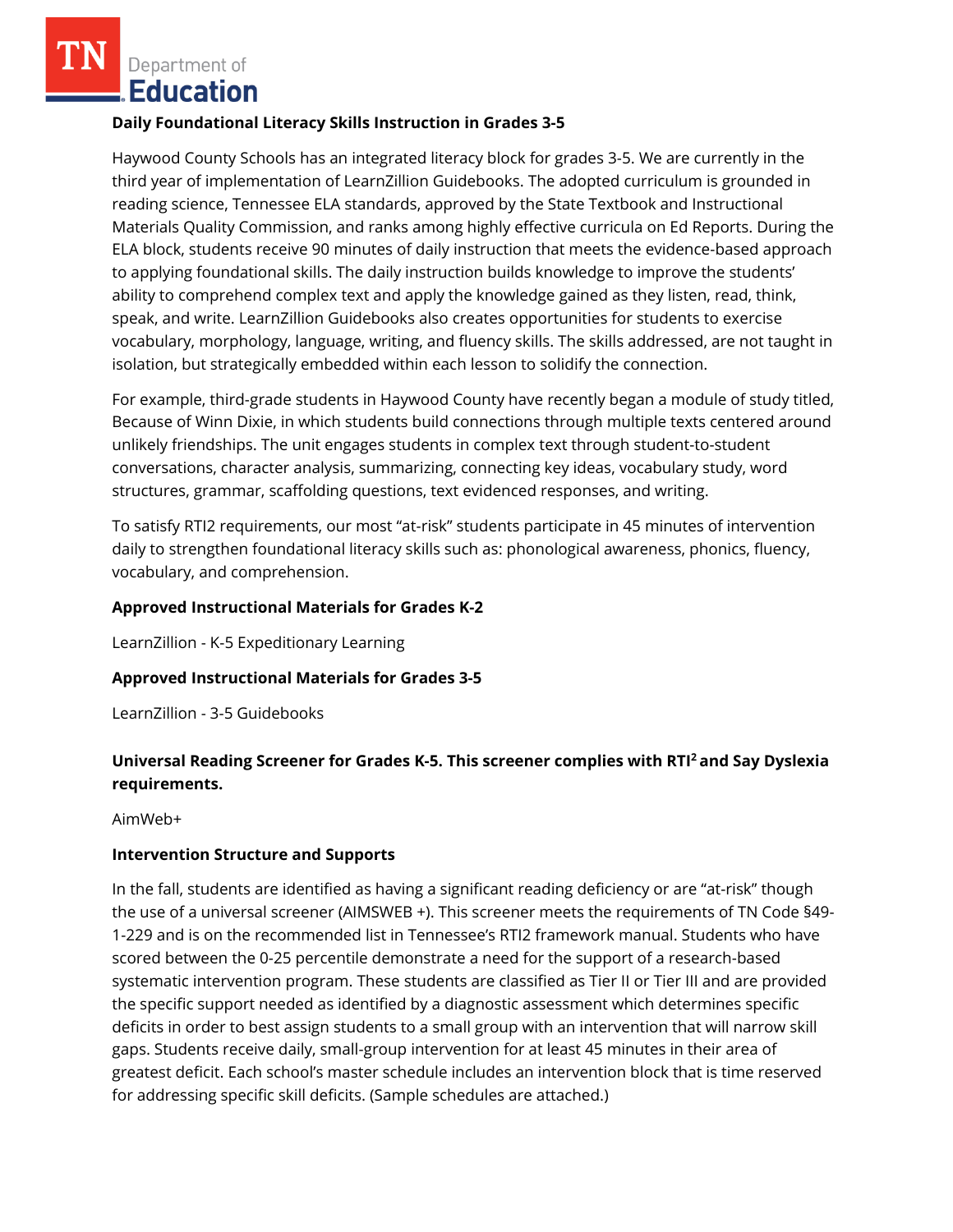### Daily Foundational Literacy Skills Instruction in Grades 3-5

Haywood County Schools has an integrated literacy block for grades 3-5. We are currently in the third year of implementation of LearnZillion Guidebooks. The adopted curriculum is grounded in reading science, Tennessee ELA standards, approved by the State Textbook and Instructional Materials Quality Commission, and ranks among highly effective curricula on Ed Reports. During the ELA block, students receive 90 minutes of daily instruction that meets the evidence-based approach to applying foundational skills. The daily instruction builds knowledge to improve the students' ability to comprehend complex text and apply the knowledge gained as they listen, read, think, speak, and write. LearnZillion Guidebooks also creates opportunities for students to exercise vocabulary, morphology, language, writing, and fluency skills. The skills addressed, are not taught in isolation, but strategically embedded within each lesson to solidify the connection.

For example, third-grade students in Haywood County have recently began a module of study titled, Because of Winn Dixie, in which students build connections through multiple texts centered around unlikely friendships. The unit engages students in complex text through student-to-student conversations, character analysis, summarizing, connecting key ideas, vocabulary study, word structures, grammar, scaffolding questions, text evidenced responses, and writing.

To satisfy RTI2 requirements, our most "at-risk" students participate in 45 minutes of intervention daily to strengthen foundational literacy skills such as: phonological awareness, phonics, fluency, vocabulary, and comprehension.

### Approved Instructional Materials for Grades K-2

LearnZillion - K-5 Expeditionary Learning

### Approved Instructional Materials for Grades 3-5

LearnZillion - 3-5 Guidebooks

### Universal Reading Screener for Grades K-5. This screener complies with RTI$^2$ and Say Dyslexia requirements.

AimWeb+

### Intervention Structure and Supports

In the fall, students are identified as having a significant reading deficiency or are "at-risk" though the use of a universal screener (AIMSWEB +). This screener meets the requirements of TN Code §49-1-229 and is on the recommended list in Tennessee's RTI2 framework manual. Students who have scored between the 0-25 percentile demonstrate a need for the support of a research-based systematic intervention program. These students are classified as Tier II or Tier III and are provided the specific support needed as identified by a diagnostic assessment which determines specific deficits in order to best assign students to a small group with an intervention that will narrow skill gaps. Students receive daily, small-group intervention for at least 45 minutes in their area of greatest deficit. Each school's master schedule includes an intervention block that is time reserved for addressing specific skill deficits. (Sample schedules are attached.)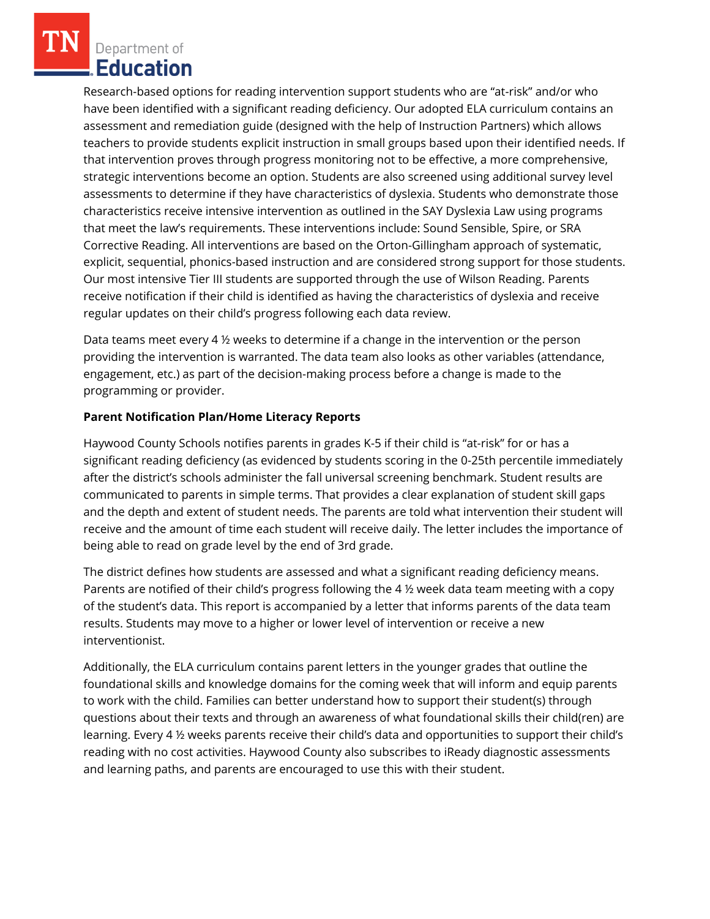Research-based options for reading intervention support students who are "at-risk" and/or who have been identified with a significant reading deficiency. Our adopted ELA curriculum contains an assessment and remediation guide (designed with the help of Instruction Partners) which allows teachers to provide students explicit instruction in small groups based upon their identified needs. If that intervention proves through progress monitoring not to be effective, a more comprehensive, strategic interventions become an option. Students are also screened using additional survey level assessments to determine if they have characteristics of dyslexia. Students who demonstrate those characteristics receive intensive intervention as outlined in the SAY Dyslexia Law using programs that meet the law's requirements. These interventions include: Sound Sensible, Spire, or SRA Corrective Reading. All interventions are based on the Orton-Gillingham approach of systematic, explicit, sequential, phonics-based instruction and are considered strong support for those students. Our most intensive Tier III students are supported through the use of Wilson Reading. Parents receive notification if their child is identified as having the characteristics of dyslexia and receive regular updates on their child's progress following each data review.

Data teams meet every 4 ½ weeks to determine if a change in the intervention or the person providing the intervention is warranted. The data team also looks as other variables (attendance, engagement, etc.) as part of the decision-making process before a change is made to the programming or provider.

**Parent Notification Plan/Home Literacy Reports**

Haywood County Schools notifies parents in grades K-5 if their child is "at-risk" for or has a significant reading deficiency (as evidenced by students scoring in the 0-25th percentile immediately after the district's schools administer the fall universal screening benchmark. Student results are communicated to parents in simple terms. That provides a clear explanation of student skill gaps and the depth and extent of student needs. The parents are told what intervention their student will receive and the amount of time each student will receive daily. The letter includes the importance of being able to read on grade level by the end of 3rd grade.

The district defines how students are assessed and what a significant reading deficiency means. Parents are notified of their child's progress following the 4 ½ week data team meeting with a copy of the student's data. This report is accompanied by a letter that informs parents of the data team results. Students may move to a higher or lower level of intervention or receive a new interventionist.

Additionally, the ELA curriculum contains parent letters in the younger grades that outline the foundational skills and knowledge domains for the coming week that will inform and equip parents to work with the child. Families can better understand how to support their student(s) through questions about their texts and through an awareness of what foundational skills their child(ren) are learning. Every 4 ½ weeks parents receive their child's data and opportunities to support their child's reading with no cost activities. Haywood County also subscribes to iReady diagnostic assessments and learning paths, and parents are encouraged to use this with their student.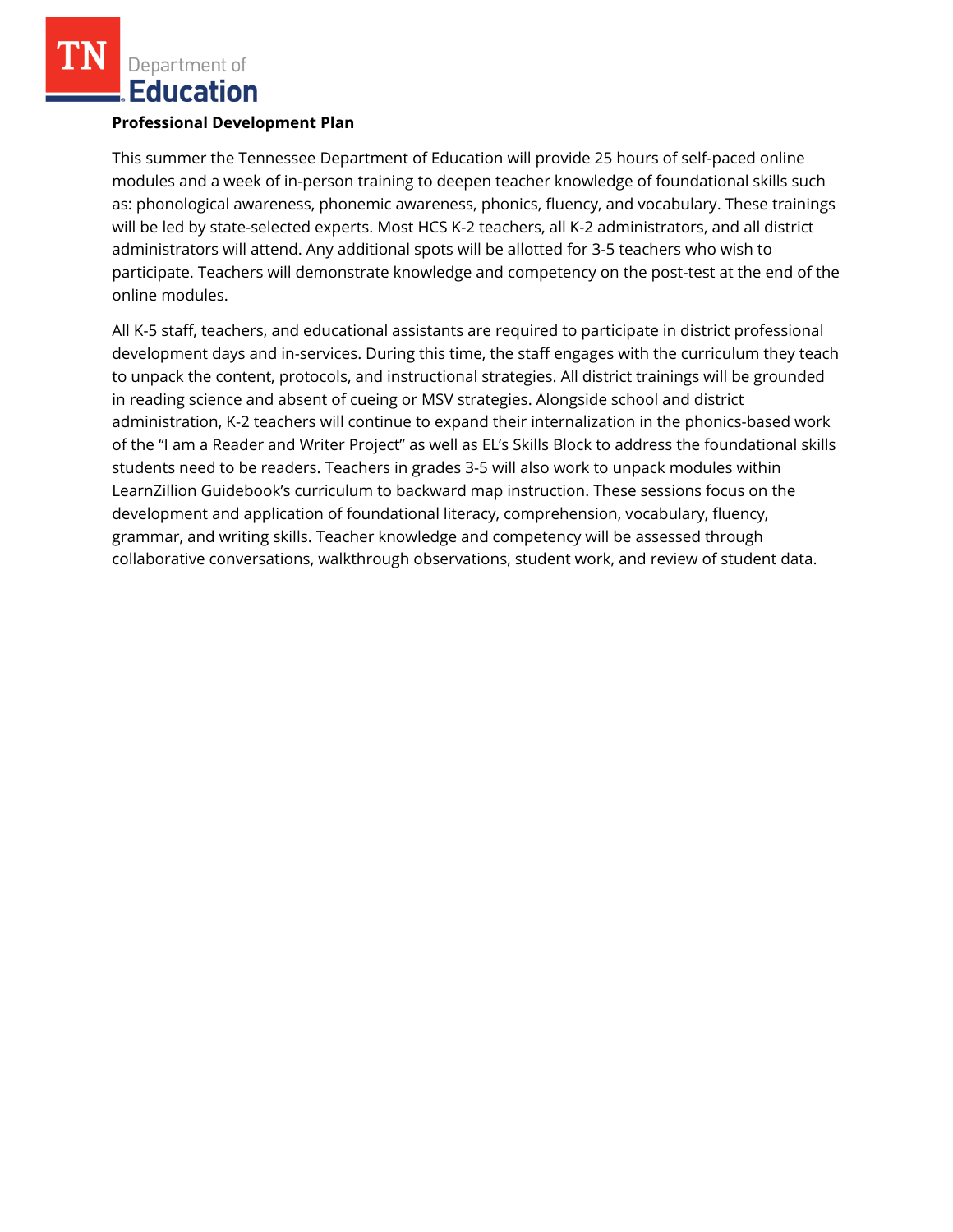**Professional Development Plan**

This summer the Tennessee Department of Education will provide 25 hours of self-paced online modules and a week of in-person training to deepen teacher knowledge of foundational skills such as: phonological awareness, phonemic awareness, phonics, fluency, and vocabulary. These trainings will be led by state-selected experts. Most HCS K-2 teachers, all K-2 administrators, and all district administrators will attend. Any additional spots will be allotted for 3-5 teachers who wish to participate. Teachers will demonstrate knowledge and competency on the post-test at the end of the online modules.

All K-5 staff, teachers, and educational assistants are required to participate in district professional development days and in-services. During this time, the staff engages with the curriculum they teach to unpack the content, protocols, and instructional strategies. All district trainings will be grounded in reading science and absent of cueing or MSV strategies. Alongside school and district administration, K-2 teachers will continue to expand their internalization in the phonics-based work of the "I am a Reader and Writer Project" as well as EL's Skills Block to address the foundational skills students need to be readers. Teachers in grades 3-5 will also work to unpack modules within LearnZillion Guidebook's curriculum to backward map instruction. These sessions focus on the development and application of foundational literacy, comprehension, vocabulary, fluency, grammar, and writing skills. Teacher knowledge and competency will be assessed through collaborative conversations, walkthrough observations, student work, and review of student data.